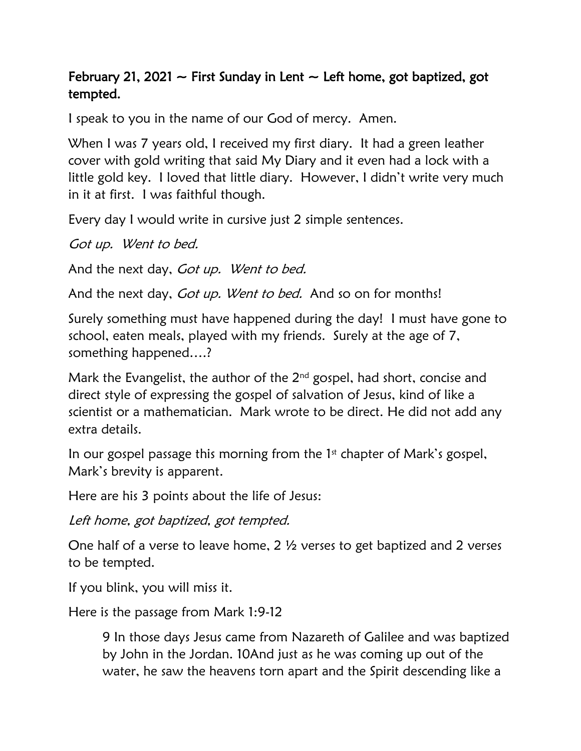**February 21, 2021 ~ First Sunday in Lent ~ Left home, got baptized, got tempted.**

I speak to you in the name of our God of mercy. Amen.

When I was 7 years old, I received my first diary. It had a green leather cover with gold writing that said My Diary and it even had a lock with a little gold key. I loved that little diary. However, I didn't write very much in it at first. I was faithful though.

Every day I would write in cursive just 2 simple sentences.

*Got up. Went to bed.*

And the next day, *Got up. Went to bed.*

And the next day, *Got up. Went to bed.* And so on for months!

Surely something must have happened during the day! I must have gone to school, eaten meals, played with my friends. Surely at the age of 7, something happened….?

Mark the Evangelist, the author of the 2nd gospel, had short, concise and direct style of expressing the gospel of salvation of Jesus, kind of like a scientist or a mathematician. Mark wrote to be direct. He did not add any extra details.

In our gospel passage this morning from the 1st chapter of Mark's gospel, Mark's brevity is apparent.

Here are his 3 points about the life of Jesus:

*Left home, got baptized, got tempted.*

One half of a verse to leave home, 2 ½ verses to get baptized and 2 verses to be tempted.

If you blink, you will miss it.

Here is the passage from Mark 1:9-12

> 9 In those days Jesus came from Nazareth of Galilee and was baptized by John in the Jordan. 10And just as he was coming up out of the water, he saw the heavens torn apart and the Spirit descending like a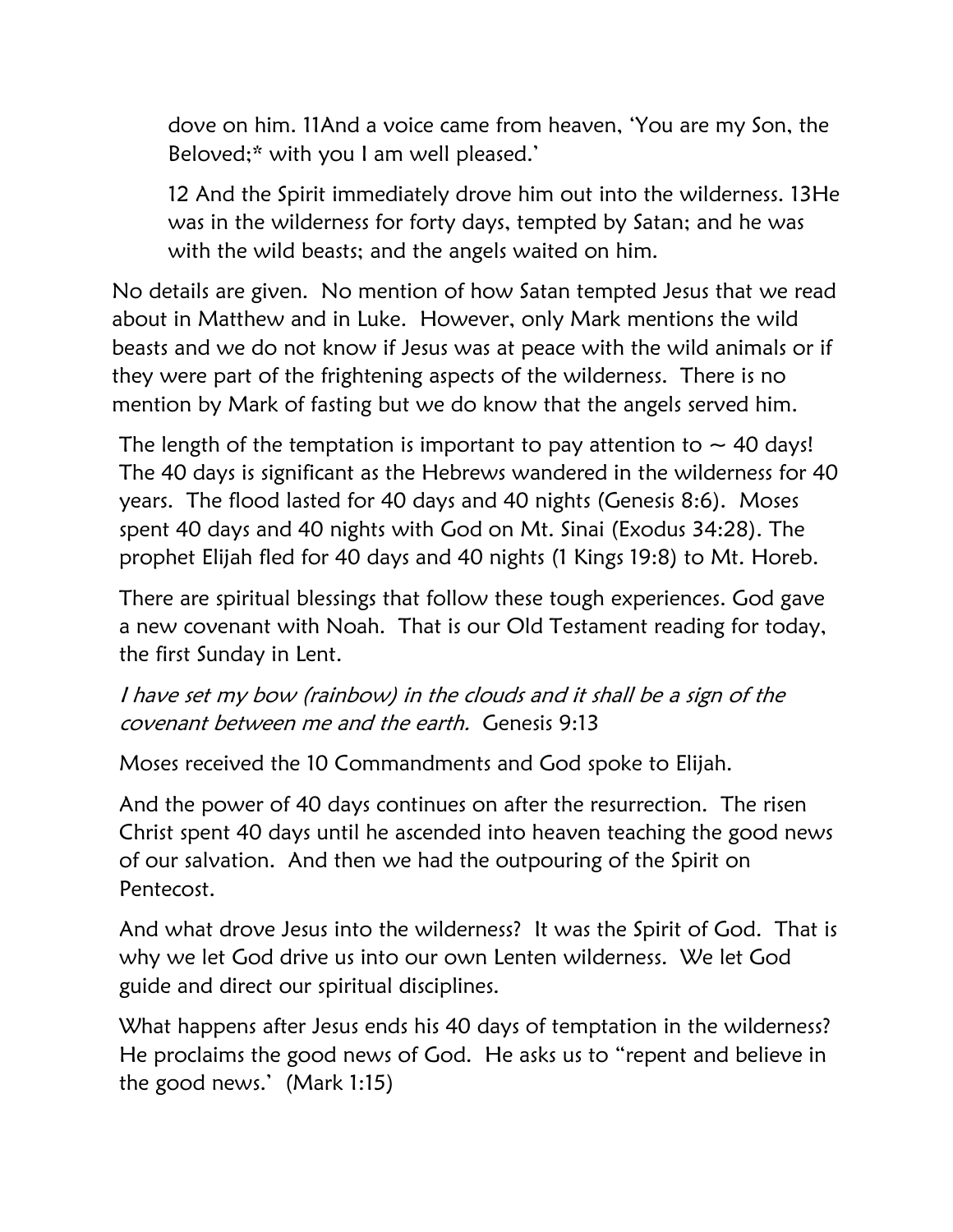> dove on him. 11And a voice came from heaven, 'You are my Son, the Beloved;* with you I am well pleased.'
>
> 12 And the Spirit immediately drove him out into the wilderness. 13He was in the wilderness for forty days, tempted by Satan; and he was with the wild beasts; and the angels waited on him.

No details are given. No mention of how Satan tempted Jesus that we read about in Matthew and in Luke. However, only Mark mentions the wild beasts and we do not know if Jesus was at peace with the wild animals or if they were part of the frightening aspects of the wilderness. There is no mention by Mark of fasting but we do know that the angels served him.

The length of the temptation is important to pay attention to ~ 40 days! The 40 days is significant as the Hebrews wandered in the wilderness for 40 years. The flood lasted for 40 days and 40 nights (Genesis 8:6). Moses spent 40 days and 40 nights with God on Mt. Sinai (Exodus 34:28). The prophet Elijah fled for 40 days and 40 nights (1 Kings 19:8) to Mt. Horeb.

There are spiritual blessings that follow these tough experiences. God gave a new covenant with Noah. That is our Old Testament reading for today, the first Sunday in Lent.

*I have set my bow (rainbow) in the clouds and it shall be a sign of the covenant between me and the earth.* Genesis 9:13

Moses received the 10 Commandments and God spoke to Elijah.

And the power of 40 days continues on after the resurrection. The risen Christ spent 40 days until he ascended into heaven teaching the good news of our salvation. And then we had the outpouring of the Spirit on Pentecost.

And what drove Jesus into the wilderness? It was the Spirit of God. That is why we let God drive us into our own Lenten wilderness. We let God guide and direct our spiritual disciplines.

What happens after Jesus ends his 40 days of temptation in the wilderness? He proclaims the good news of God. He asks us to "repent and believe in the good news.' (Mark 1:15)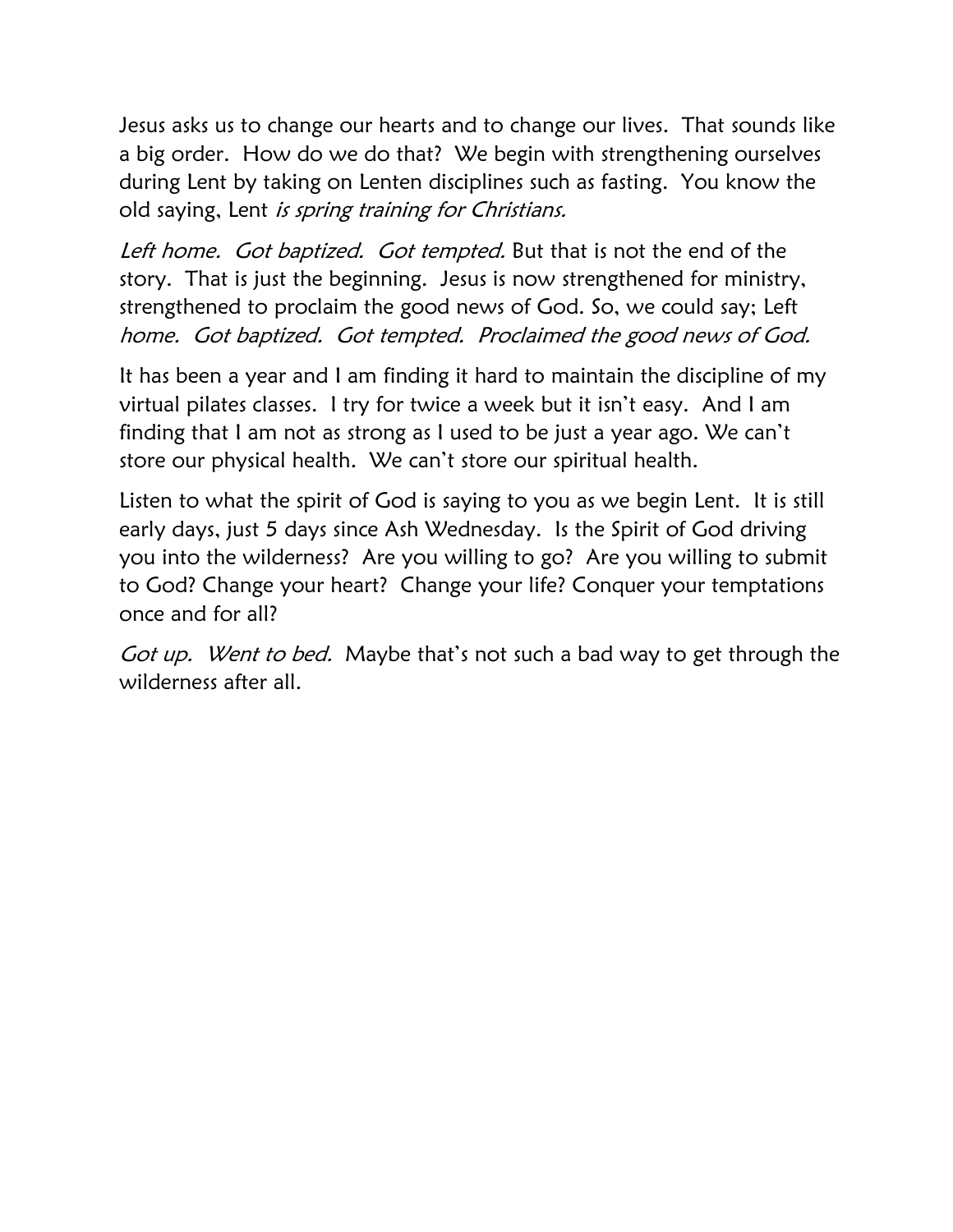Jesus asks us to change our hearts and to change our lives. That sounds like a big order. How do we do that? We begin with strengthening ourselves during Lent by taking on Lenten disciplines such as fasting. You know the old saying, Lent *is spring training for Christians.*

*Left home. Got baptized. Got tempted.* But that is not the end of the story. That is just the beginning. Jesus is now strengthened for ministry, strengthened to proclaim the good news of God. So, we could say; Left *home. Got baptized. Got tempted. Proclaimed the good news of God.*

It has been a year and I am finding it hard to maintain the discipline of my virtual pilates classes. I try for twice a week but it isn't easy. And I am finding that I am not as strong as I used to be just a year ago. We can't store our physical health. We can't store our spiritual health.

Listen to what the spirit of God is saying to you as we begin Lent. It is still early days, just 5 days since Ash Wednesday. Is the Spirit of God driving you into the wilderness? Are you willing to go? Are you willing to submit to God? Change your heart? Change your life? Conquer your temptations once and for all?

*Got up. Went to bed.* Maybe that's not such a bad way to get through the wilderness after all.